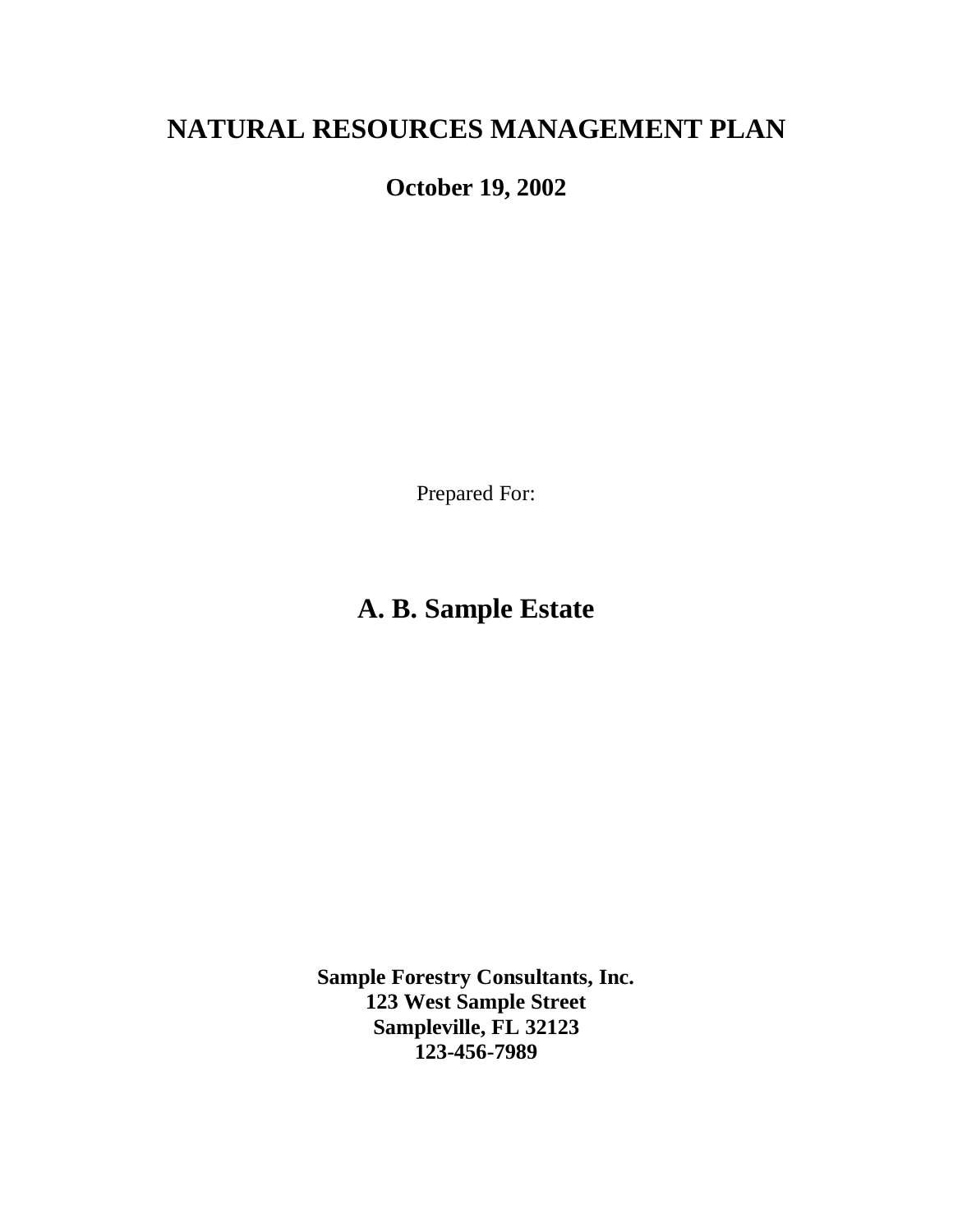# NATURAL RESOURCES MANAGEMENT PLAN

**October 19, 2002**

Prepared For:

## A. B. Sample Estate

**Sample Forestry Consultants, Inc.**
**123 West Sample Street**
**Sampleville, FL 32123**
**123-456-7989**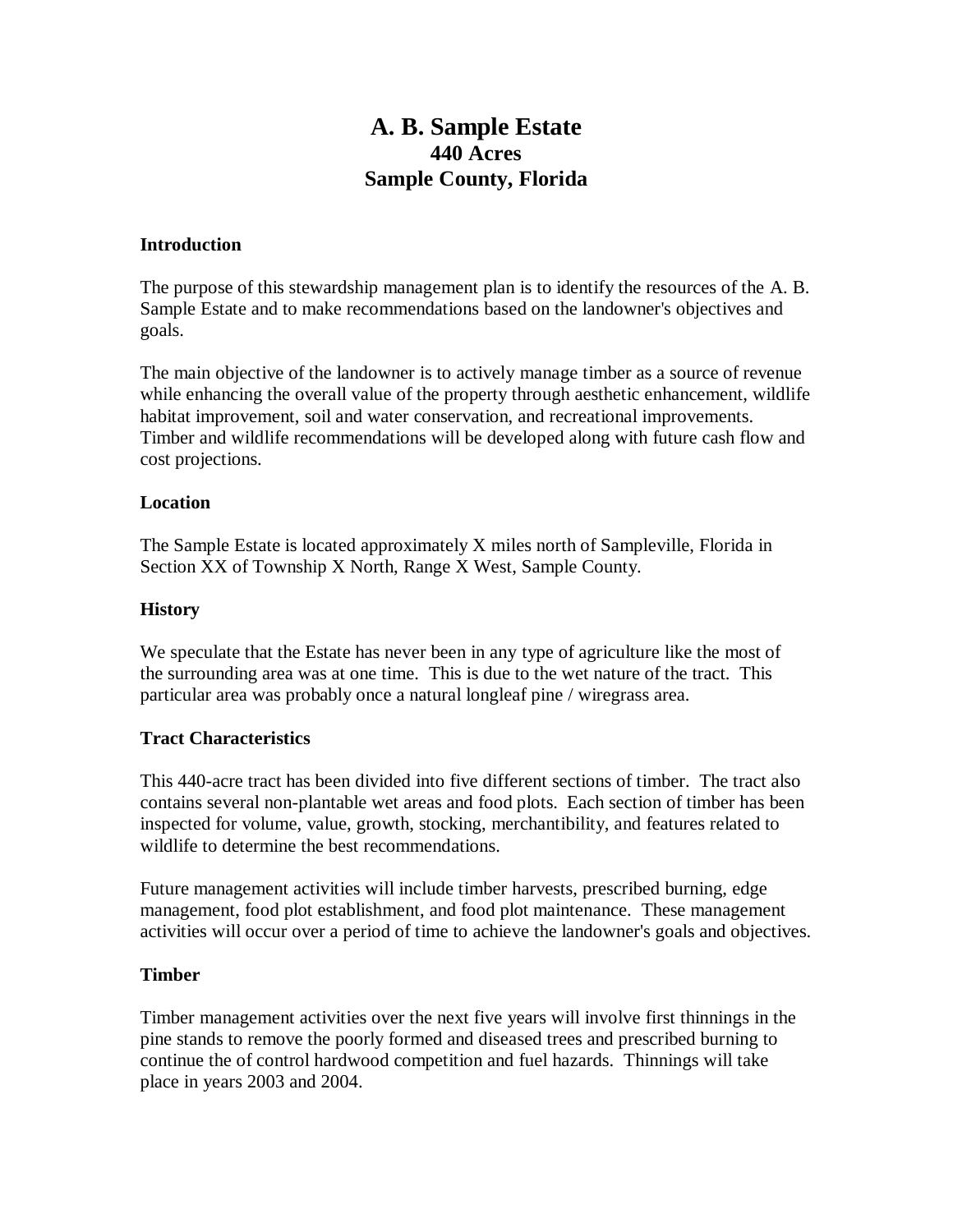# A. B. Sample Estate
## 440 Acres
## Sample County, Florida

**Introduction**

The purpose of this stewardship management plan is to identify the resources of the A. B. Sample Estate and to make recommendations based on the landowner's objectives and goals.

The main objective of the landowner is to actively manage timber as a source of revenue while enhancing the overall value of the property through aesthetic enhancement, wildlife habitat improvement, soil and water conservation, and recreational improvements. Timber and wildlife recommendations will be developed along with future cash flow and cost projections.

**Location**

The Sample Estate is located approximately X miles north of Sampleville, Florida in Section XX of Township X North, Range X West, Sample County.

**History**

We speculate that the Estate has never been in any type of agriculture like the most of the surrounding area was at one time. This is due to the wet nature of the tract. This particular area was probably once a natural longleaf pine / wiregrass area.

**Tract Characteristics**

This 440-acre tract has been divided into five different sections of timber. The tract also contains several non-plantable wet areas and food plots. Each section of timber has been inspected for volume, value, growth, stocking, merchantibility, and features related to wildlife to determine the best recommendations.

Future management activities will include timber harvests, prescribed burning, edge management, food plot establishment, and food plot maintenance. These management activities will occur over a period of time to achieve the landowner's goals and objectives.

**Timber**

Timber management activities over the next five years will involve first thinnings in the pine stands to remove the poorly formed and diseased trees and prescribed burning to continue the of control hardwood competition and fuel hazards. Thinnings will take place in years 2003 and 2004.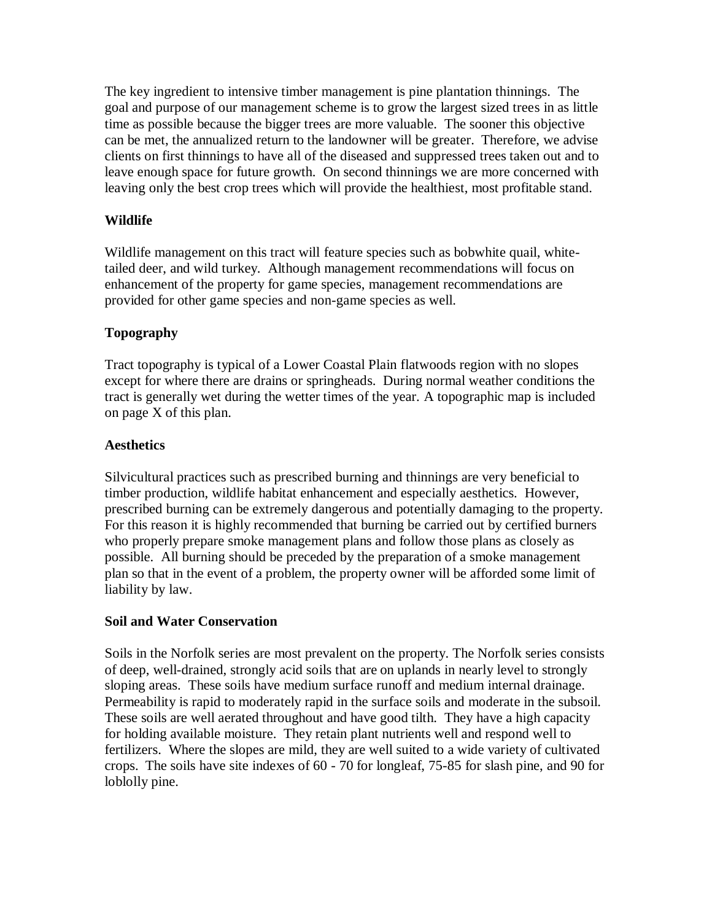The key ingredient to intensive timber management is pine plantation thinnings. The goal and purpose of our management scheme is to grow the largest sized trees in as little time as possible because the bigger trees are more valuable. The sooner this objective can be met, the annualized return to the landowner will be greater. Therefore, we advise clients on first thinnings to have all of the diseased and suppressed trees taken out and to leave enough space for future growth. On second thinnings we are more concerned with leaving only the best crop trees which will provide the healthiest, most profitable stand.

**Wildlife**

Wildlife management on this tract will feature species such as bobwhite quail, white-tailed deer, and wild turkey. Although management recommendations will focus on enhancement of the property for game species, management recommendations are provided for other game species and non-game species as well.

**Topography**

Tract topography is typical of a Lower Coastal Plain flatwoods region with no slopes except for where there are drains or springheads. During normal weather conditions the tract is generally wet during the wetter times of the year. A topographic map is included on page X of this plan.

**Aesthetics**

Silvicultural practices such as prescribed burning and thinnings are very beneficial to timber production, wildlife habitat enhancement and especially aesthetics. However, prescribed burning can be extremely dangerous and potentially damaging to the property. For this reason it is highly recommended that burning be carried out by certified burners who properly prepare smoke management plans and follow those plans as closely as possible. All burning should be preceded by the preparation of a smoke management plan so that in the event of a problem, the property owner will be afforded some limit of liability by law.

**Soil and Water Conservation**

Soils in the Norfolk series are most prevalent on the property. The Norfolk series consists of deep, well-drained, strongly acid soils that are on uplands in nearly level to strongly sloping areas. These soils have medium surface runoff and medium internal drainage. Permeability is rapid to moderately rapid in the surface soils and moderate in the subsoil. These soils are well aerated throughout and have good tilth. They have a high capacity for holding available moisture. They retain plant nutrients well and respond well to fertilizers. Where the slopes are mild, they are well suited to a wide variety of cultivated crops. The soils have site indexes of 60 - 70 for longleaf, 75-85 for slash pine, and 90 for loblolly pine.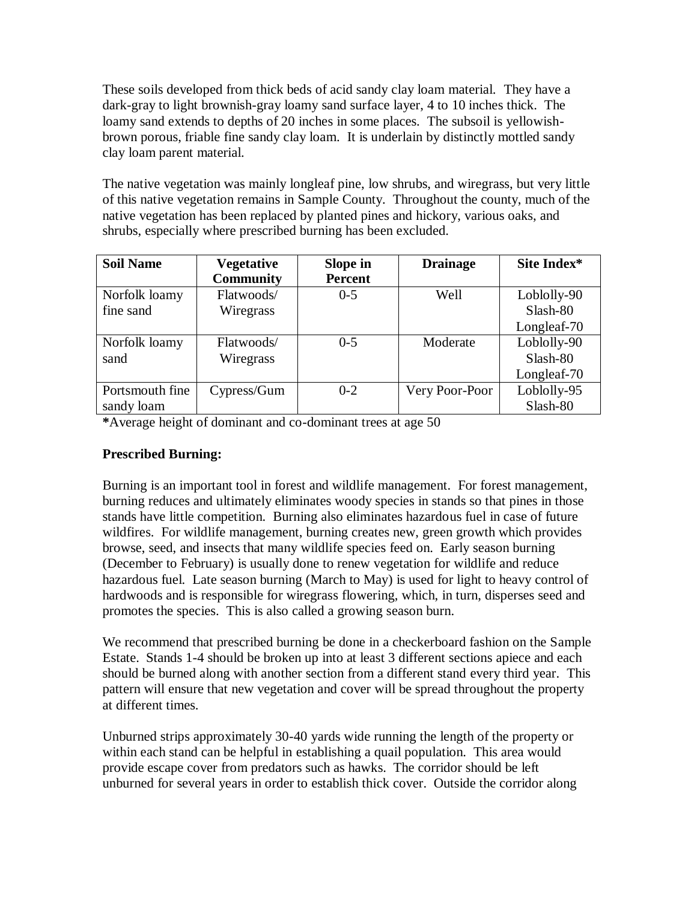These soils developed from thick beds of acid sandy clay loam material. They have a dark-gray to light brownish-gray loamy sand surface layer, 4 to 10 inches thick. The loamy sand extends to depths of 20 inches in some places. The subsoil is yellowish-brown porous, friable fine sandy clay loam. It is underlain by distinctly mottled sandy clay loam parent material.

The native vegetation was mainly longleaf pine, low shrubs, and wiregrass, but very little of this native vegetation remains in Sample County. Throughout the county, much of the native vegetation has been replaced by planted pines and hickory, various oaks, and shrubs, especially where prescribed burning has been excluded.

| Soil Name | Vegetative Community | Slope in Percent | Drainage | Site Index* |
|---|---|---|---|---|
| Norfolk loamy fine sand | Flatwoods/ Wiregrass | 0-5 | Well | Loblolly-90<br>Slash-80<br>Longleaf-70 |
| Norfolk loamy sand | Flatwoods/ Wiregrass | 0-5 | Moderate | Loblolly-90<br>Slash-80<br>Longleaf-70 |
| Portsmouth fine sandy loam | Cypress/Gum | 0-2 | Very Poor-Poor | Loblolly-95<br>Slash-80 |

**\***Average height of dominant and co-dominant trees at age 50

**Prescribed Burning:**

Burning is an important tool in forest and wildlife management. For forest management, burning reduces and ultimately eliminates woody species in stands so that pines in those stands have little competition. Burning also eliminates hazardous fuel in case of future wildfires. For wildlife management, burning creates new, green growth which provides browse, seed, and insects that many wildlife species feed on. Early season burning (December to February) is usually done to renew vegetation for wildlife and reduce hazardous fuel. Late season burning (March to May) is used for light to heavy control of hardwoods and is responsible for wiregrass flowering, which, in turn, disperses seed and promotes the species. This is also called a growing season burn.

We recommend that prescribed burning be done in a checkerboard fashion on the Sample Estate. Stands 1-4 should be broken up into at least 3 different sections apiece and each should be burned along with another section from a different stand every third year. This pattern will ensure that new vegetation and cover will be spread throughout the property at different times.

Unburned strips approximately 30-40 yards wide running the length of the property or within each stand can be helpful in establishing a quail population. This area would provide escape cover from predators such as hawks. The corridor should be left unburned for several years in order to establish thick cover. Outside the corridor along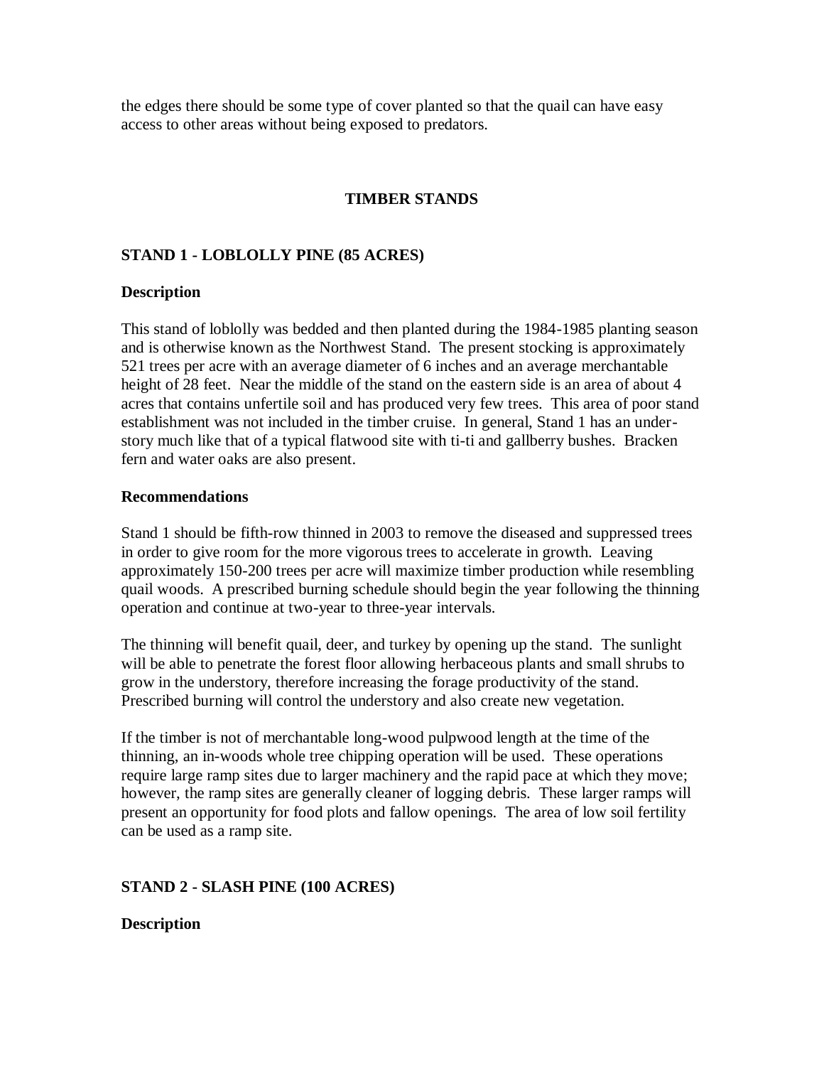the edges there should be some type of cover planted so that the quail can have easy access to other areas without being exposed to predators.

## TIMBER STANDS

### STAND 1 - LOBLOLLY PINE (85 ACRES)

#### Description

This stand of loblolly was bedded and then planted during the 1984-1985 planting season and is otherwise known as the Northwest Stand. The present stocking is approximately 521 trees per acre with an average diameter of 6 inches and an average merchantable height of 28 feet. Near the middle of the stand on the eastern side is an area of about 4 acres that contains unfertile soil and has produced very few trees. This area of poor stand establishment was not included in the timber cruise. In general, Stand 1 has an under-story much like that of a typical flatwood site with ti-ti and gallberry bushes. Bracken fern and water oaks are also present.

#### Recommendations

Stand 1 should be fifth-row thinned in 2003 to remove the diseased and suppressed trees in order to give room for the more vigorous trees to accelerate in growth. Leaving approximately 150-200 trees per acre will maximize timber production while resembling quail woods. A prescribed burning schedule should begin the year following the thinning operation and continue at two-year to three-year intervals.

The thinning will benefit quail, deer, and turkey by opening up the stand. The sunlight will be able to penetrate the forest floor allowing herbaceous plants and small shrubs to grow in the understory, therefore increasing the forage productivity of the stand. Prescribed burning will control the understory and also create new vegetation.

If the timber is not of merchantable long-wood pulpwood length at the time of the thinning, an in-woods whole tree chipping operation will be used. These operations require large ramp sites due to larger machinery and the rapid pace at which they move; however, the ramp sites are generally cleaner of logging debris. These larger ramps will present an opportunity for food plots and fallow openings. The area of low soil fertility can be used as a ramp site.

### STAND 2 - SLASH PINE (100 ACRES)

#### Description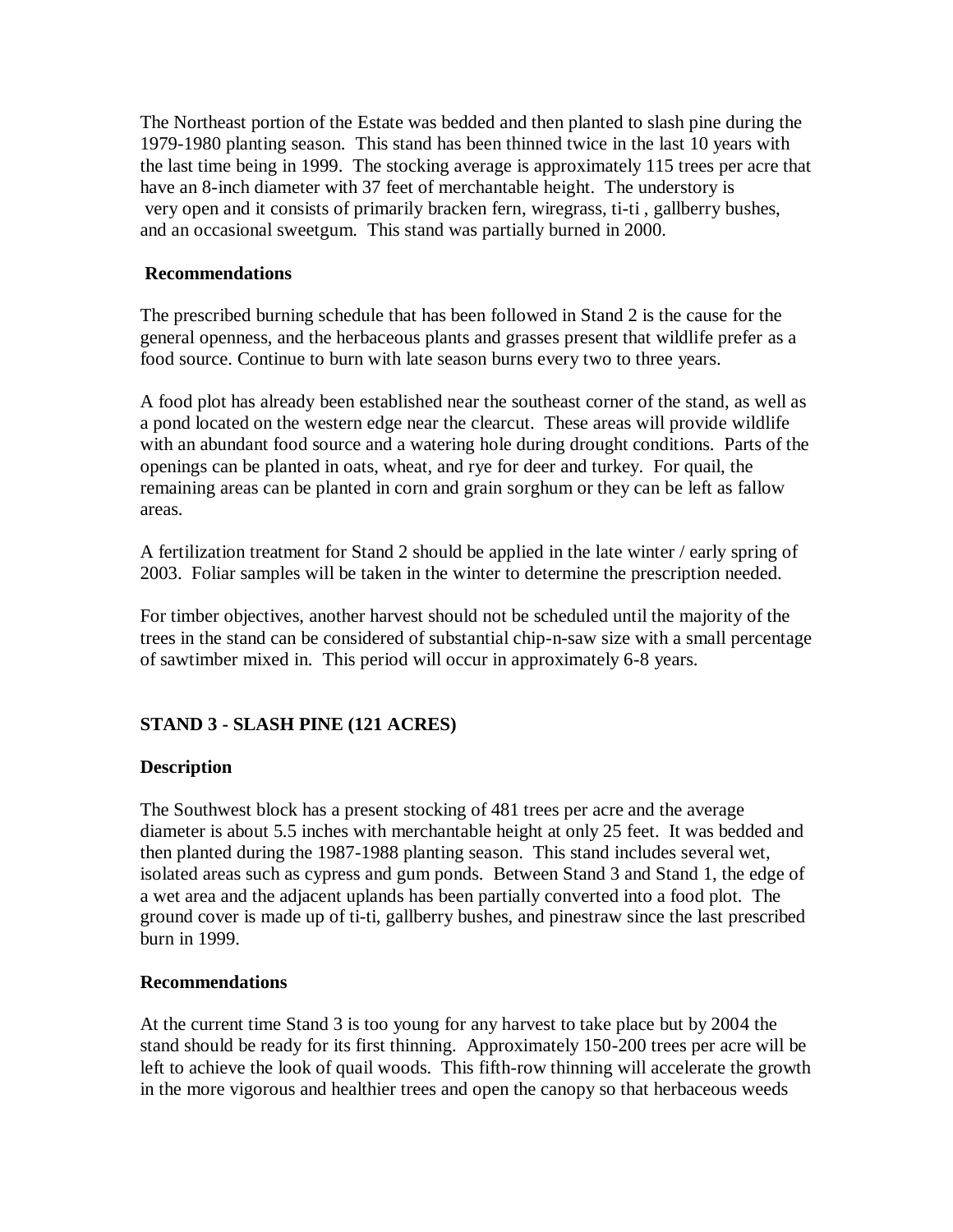The Northeast portion of the Estate was bedded and then planted to slash pine during the 1979-1980 planting season. This stand has been thinned twice in the last 10 years with the last time being in 1999. The stocking average is approximately 115 trees per acre that have an 8-inch diameter with 37 feet of merchantable height. The understory is very open and it consists of primarily bracken fern, wiregrass, ti-ti , gallberry bushes, and an occasional sweetgum. This stand was partially burned in 2000.

### Recommendations

The prescribed burning schedule that has been followed in Stand 2 is the cause for the general openness, and the herbaceous plants and grasses present that wildlife prefer as a food source. Continue to burn with late season burns every two to three years.

A food plot has already been established near the southeast corner of the stand, as well as a pond located on the western edge near the clearcut. These areas will provide wildlife with an abundant food source and a watering hole during drought conditions. Parts of the openings can be planted in oats, wheat, and rye for deer and turkey. For quail, the remaining areas can be planted in corn and grain sorghum or they can be left as fallow areas.

A fertilization treatment for Stand 2 should be applied in the late winter / early spring of 2003. Foliar samples will be taken in the winter to determine the prescription needed.

For timber objectives, another harvest should not be scheduled until the majority of the trees in the stand can be considered of substantial chip-n-saw size with a small percentage of sawtimber mixed in. This period will occur in approximately 6-8 years.

## STAND 3 - SLASH PINE (121 ACRES)

### Description

The Southwest block has a present stocking of 481 trees per acre and the average diameter is about 5.5 inches with merchantable height at only 25 feet. It was bedded and then planted during the 1987-1988 planting season. This stand includes several wet, isolated areas such as cypress and gum ponds. Between Stand 3 and Stand 1, the edge of a wet area and the adjacent uplands has been partially converted into a food plot. The ground cover is made up of ti-ti, gallberry bushes, and pinestraw since the last prescribed burn in 1999.

### Recommendations

At the current time Stand 3 is too young for any harvest to take place but by 2004 the stand should be ready for its first thinning. Approximately 150-200 trees per acre will be left to achieve the look of quail woods. This fifth-row thinning will accelerate the growth in the more vigorous and healthier trees and open the canopy so that herbaceous weeds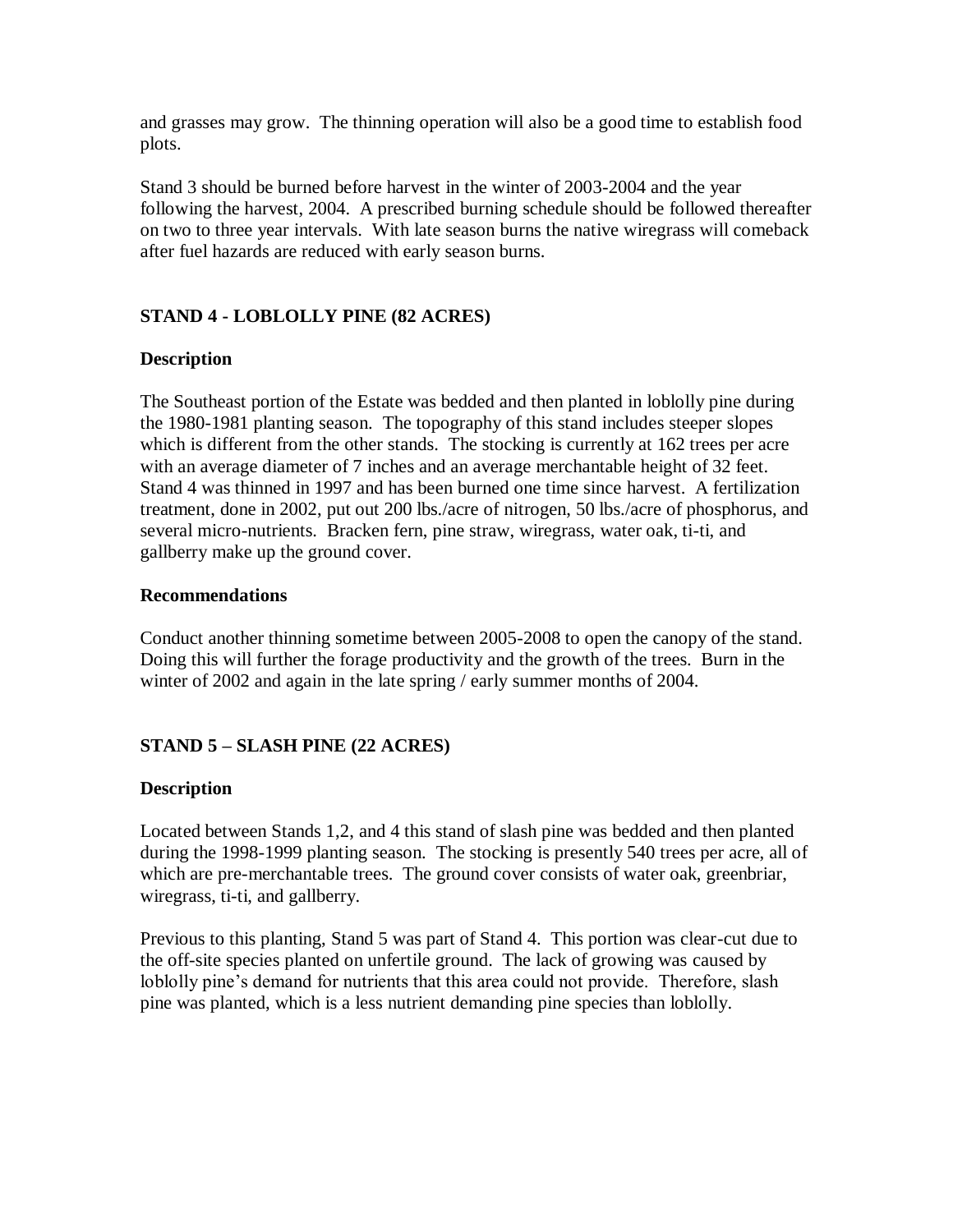and grasses may grow. The thinning operation will also be a good time to establish food plots.

Stand 3 should be burned before harvest in the winter of 2003-2004 and the year following the harvest, 2004. A prescribed burning schedule should be followed thereafter on two to three year intervals. With late season burns the native wiregrass will comeback after fuel hazards are reduced with early season burns.

### STAND 4 - LOBLOLLY PINE (82 ACRES)

#### Description

The Southeast portion of the Estate was bedded and then planted in loblolly pine during the 1980-1981 planting season. The topography of this stand includes steeper slopes which is different from the other stands. The stocking is currently at 162 trees per acre with an average diameter of 7 inches and an average merchantable height of 32 feet. Stand 4 was thinned in 1997 and has been burned one time since harvest. A fertilization treatment, done in 2002, put out 200 lbs./acre of nitrogen, 50 lbs./acre of phosphorus, and several micro-nutrients. Bracken fern, pine straw, wiregrass, water oak, ti-ti, and gallberry make up the ground cover.

#### Recommendations

Conduct another thinning sometime between 2005-2008 to open the canopy of the stand. Doing this will further the forage productivity and the growth of the trees. Burn in the winter of 2002 and again in the late spring / early summer months of 2004.

### STAND 5 – SLASH PINE (22 ACRES)

#### Description

Located between Stands 1,2, and 4 this stand of slash pine was bedded and then planted during the 1998-1999 planting season. The stocking is presently 540 trees per acre, all of which are pre-merchantable trees. The ground cover consists of water oak, greenbriar, wiregrass, ti-ti, and gallberry.

Previous to this planting, Stand 5 was part of Stand 4. This portion was clear-cut due to the off-site species planted on unfertile ground. The lack of growing was caused by loblolly pine's demand for nutrients that this area could not provide. Therefore, slash pine was planted, which is a less nutrient demanding pine species than loblolly.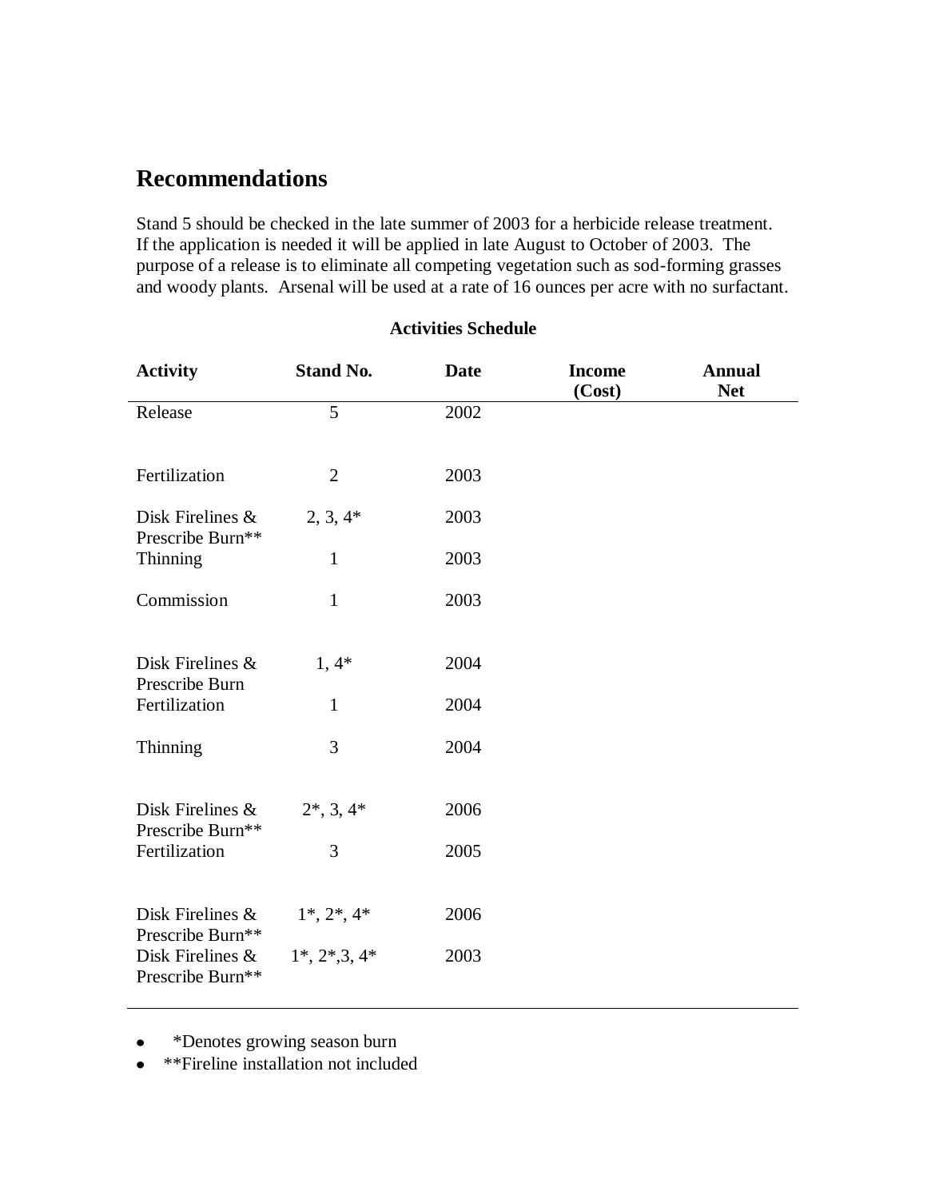## Recommendations

Stand 5 should be checked in the late summer of 2003 for a herbicide release treatment. If the application is needed it will be applied in late August to October of 2003. The purpose of a release is to eliminate all competing vegetation such as sod-forming grasses and woody plants. Arsenal will be used at a rate of 16 ounces per acre with no surfactant.

**Activities Schedule**

| Activity | Stand No. | Date | Income (Cost) | Annual Net |
|---|---|---|---|---|
| Release | 5 | 2002 | | |
| Fertilization | 2 | 2003 | | |
| Disk Firelines & Prescribe Burn** | 2, 3, 4* | 2003 | | |
| Thinning | 1 | 2003 | | |
| Commission | 1 | 2003 | | |
| Disk Firelines & Prescribe Burn | 1, 4* | 2004 | | |
| Fertilization | 1 | 2004 | | |
| Thinning | 3 | 2004 | | |
| Disk Firelines & Prescribe Burn** | 2*, 3, 4* | 2006 | | |
| Fertilization | 3 | 2005 | | |
| Disk Firelines & Prescribe Burn** | 1*, 2*, 4* | 2006 | | |
| Disk Firelines & Prescribe Burn** | 1*, 2*,3, 4* | 2003 | | |

- *Denotes growing season burn
- **Fireline installation not included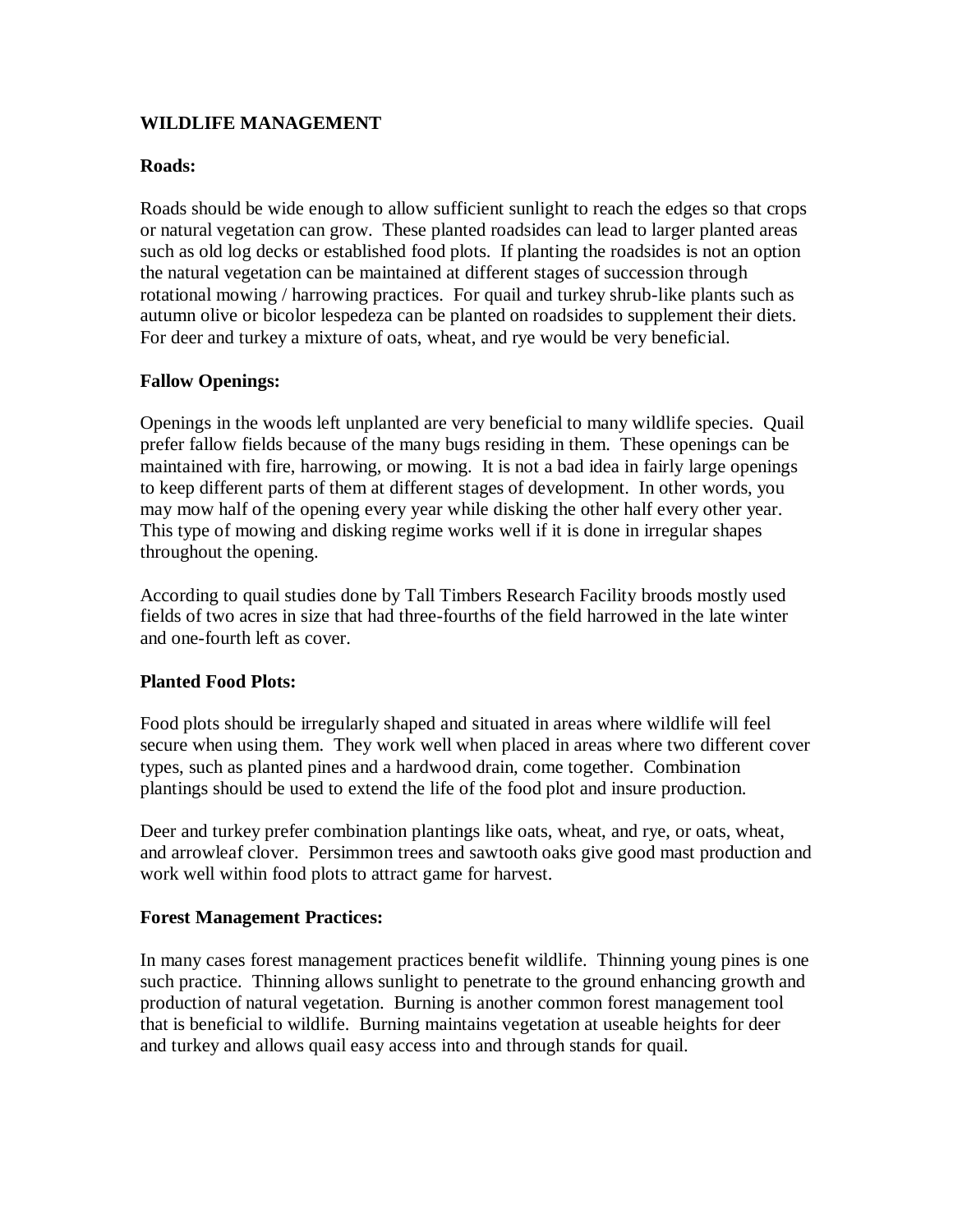## WILDLIFE MANAGEMENT

### Roads:

Roads should be wide enough to allow sufficient sunlight to reach the edges so that crops or natural vegetation can grow. These planted roadsides can lead to larger planted areas such as old log decks or established food plots. If planting the roadsides is not an option the natural vegetation can be maintained at different stages of succession through rotational mowing / harrowing practices. For quail and turkey shrub-like plants such as autumn olive or bicolor lespedeza can be planted on roadsides to supplement their diets. For deer and turkey a mixture of oats, wheat, and rye would be very beneficial.

### Fallow Openings:

Openings in the woods left unplanted are very beneficial to many wildlife species. Quail prefer fallow fields because of the many bugs residing in them. These openings can be maintained with fire, harrowing, or mowing. It is not a bad idea in fairly large openings to keep different parts of them at different stages of development. In other words, you may mow half of the opening every year while disking the other half every other year. This type of mowing and disking regime works well if it is done in irregular shapes throughout the opening.

According to quail studies done by Tall Timbers Research Facility broods mostly used fields of two acres in size that had three-fourths of the field harrowed in the late winter and one-fourth left as cover.

### Planted Food Plots:

Food plots should be irregularly shaped and situated in areas where wildlife will feel secure when using them. They work well when placed in areas where two different cover types, such as planted pines and a hardwood drain, come together. Combination plantings should be used to extend the life of the food plot and insure production.

Deer and turkey prefer combination plantings like oats, wheat, and rye, or oats, wheat, and arrowleaf clover. Persimmon trees and sawtooth oaks give good mast production and work well within food plots to attract game for harvest.

### Forest Management Practices:

In many cases forest management practices benefit wildlife. Thinning young pines is one such practice. Thinning allows sunlight to penetrate to the ground enhancing growth and production of natural vegetation. Burning is another common forest management tool that is beneficial to wildlife. Burning maintains vegetation at useable heights for deer and turkey and allows quail easy access into and through stands for quail.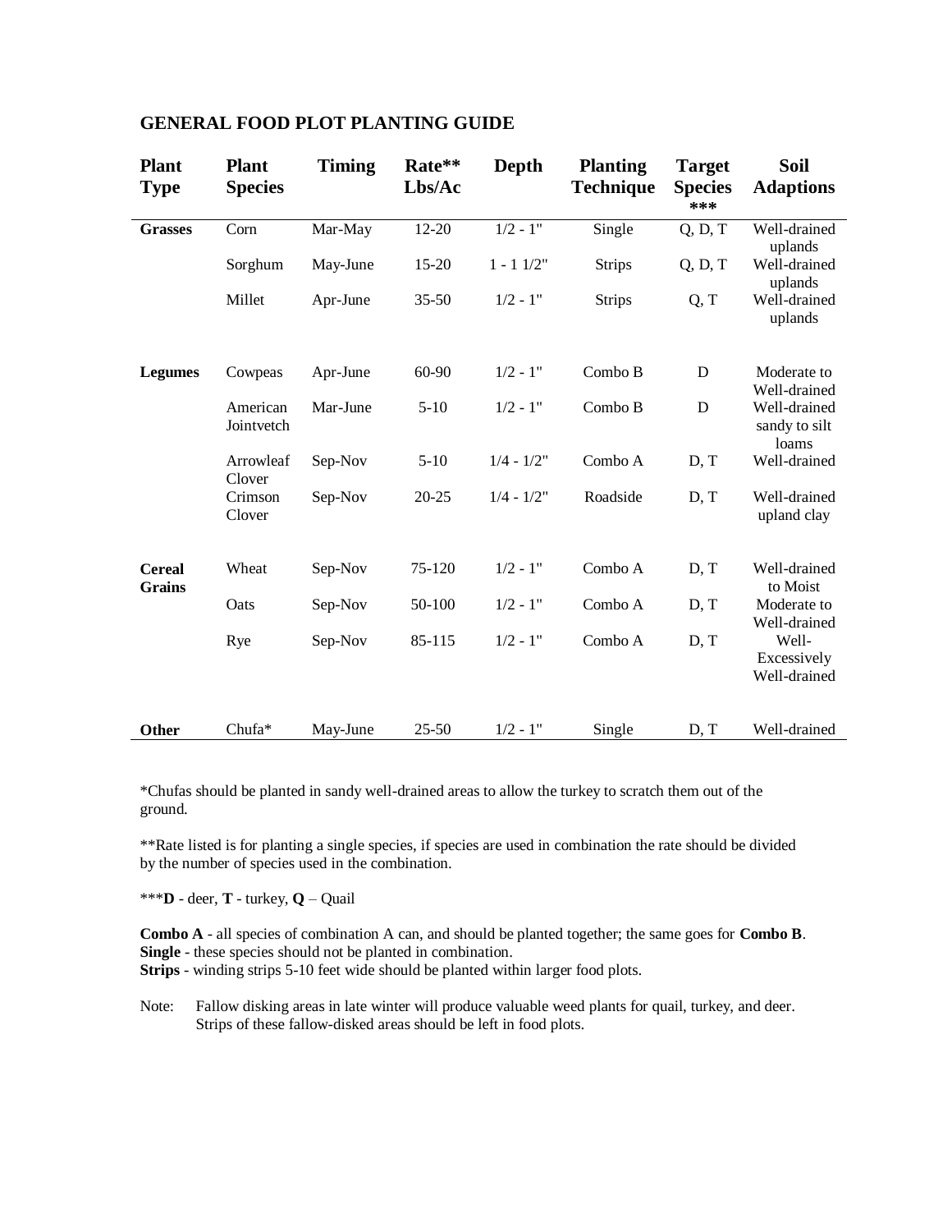## GENERAL FOOD PLOT PLANTING GUIDE

| Plant Type | Plant Species | Timing | Rate** Lbs/Ac | Depth | Planting Technique | Target Species *** | Soil Adaptions |
|---|---|---|---|---|---|---|---|
| **Grasses** | Corn | Mar-May | 12-20 | 1/2 - 1" | Single | Q, D, T | Well-drained uplands |
| | Sorghum | May-June | 15-20 | 1 - 1 1/2" | Strips | Q, D, T | Well-drained uplands |
| | Millet | Apr-June | 35-50 | 1/2 - 1" | Strips | Q, T | Well-drained uplands |
| **Legumes** | Cowpeas | Apr-June | 60-90 | 1/2 - 1" | Combo B | D | Moderate to Well-drained |
| | American Jointvetch | Mar-June | 5-10 | 1/2 - 1" | Combo B | D | Well-drained sandy to silt loams |
| | Arrowleaf Clover | Sep-Nov | 5-10 | 1/4 - 1/2" | Combo A | D, T | Well-drained |
| | Crimson Clover | Sep-Nov | 20-25 | 1/4 - 1/2" | Roadside | D, T | Well-drained upland clay |
| **Cereal Grains** | Wheat | Sep-Nov | 75-120 | 1/2 - 1" | Combo A | D, T | Well-drained to Moist |
| | Oats | Sep-Nov | 50-100 | 1/2 - 1" | Combo A | D, T | Moderate to Well-drained |
| | Rye | Sep-Nov | 85-115 | 1/2 - 1" | Combo A | D, T | Well-Excessively Well-drained |
| **Other** | Chufa* | May-June | 25-50 | 1/2 - 1" | Single | D, T | Well-drained |

*Chufas should be planted in sandy well-drained areas to allow the turkey to scratch them out of the ground.

**Rate listed is for planting a single species, if species are used in combination the rate should be divided by the number of species used in the combination.

***__D__ - deer, **T** - turkey, **Q** – Quail

**Combo A** - all species of combination A can, and should be planted together; the same goes for **Combo B**.
**Single** - these species should not be planted in combination.
**Strips** - winding strips 5-10 feet wide should be planted within larger food plots.

Note: Fallow disking areas in late winter will produce valuable weed plants for quail, turkey, and deer. Strips of these fallow-disked areas should be left in food plots.